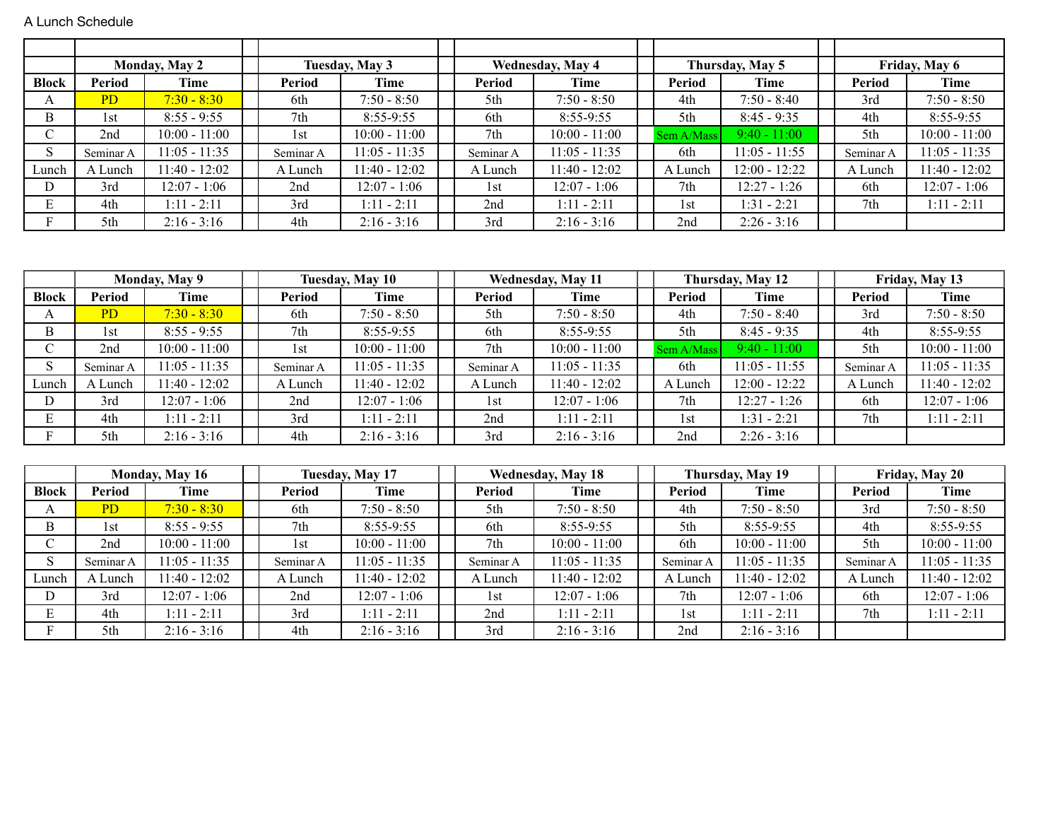A Lunch Schedule

| | Monday, May 2 | | Tuesday, May 3 | | Wednesday, May 4 | | Thursday, May 5 | | Friday, May 6 | |
|---|---|---|---|---|---|---|---|---|---|---|
| Block | Period | Time | Period | Time | Period | Time | Period | Time | Period | Time |
| A | PD | 7:30 - 8:30 | 6th | 7:50 - 8:50 | 5th | 7:50 - 8:50 | 4th | 7:50 - 8:40 | 3rd | 7:50 - 8:50 |
| B | 1st | 8:55 - 9:55 | 7th | 8:55-9:55 | 6th | 8:55-9:55 | 5th | 8:45 - 9:35 | 4th | 8:55-9:55 |
| C | 2nd | 10:00 - 11:00 | 1st | 10:00 - 11:00 | 7th | 10:00 - 11:00 | Sem A/Mass | 9:40 - 11:00 | 5th | 10:00 - 11:00 |
| S | Seminar A | 11:05 - 11:35 | Seminar A | 11:05 - 11:35 | Seminar A | 11:05 - 11:35 | 6th | 11:05 - 11:55 | Seminar A | 11:05 - 11:35 |
| Lunch | A Lunch | 11:40 - 12:02 | A Lunch | 11:40 - 12:02 | A Lunch | 11:40 - 12:02 | A Lunch | 12:00 - 12:22 | A Lunch | 11:40 - 12:02 |
| D | 3rd | 12:07 - 1:06 | 2nd | 12:07 - 1:06 | 1st | 12:07 - 1:06 | 7th | 12:27 - 1:26 | 6th | 12:07 - 1:06 |
| E | 4th | 1:11 - 2:11 | 3rd | 1:11 - 2:11 | 2nd | 1:11 - 2:11 | 1st | 1:31 - 2:21 | 7th | 1:11 - 2:11 |
| F | 5th | 2:16 - 3:16 | 4th | 2:16 - 3:16 | 3rd | 2:16 - 3:16 | 2nd | 2:26 - 3:16 | | |

| | Monday, May 9 | | Tuesday, May 10 | | Wednesday, May 11 | | Thursday, May 12 | | Friday, May 13 | |
|---|---|---|---|---|---|---|---|---|---|---|
| Block | Period | Time | Period | Time | Period | Time | Period | Time | Period | Time |
| A | PD | 7:30 - 8:30 | 6th | 7:50 - 8:50 | 5th | 7:50 - 8:50 | 4th | 7:50 - 8:40 | 3rd | 7:50 - 8:50 |
| B | 1st | 8:55 - 9:55 | 7th | 8:55-9:55 | 6th | 8:55-9:55 | 5th | 8:45 - 9:35 | 4th | 8:55-9:55 |
| C | 2nd | 10:00 - 11:00 | 1st | 10:00 - 11:00 | 7th | 10:00 - 11:00 | Sem A/Mass | 9:40 - 11:00 | 5th | 10:00 - 11:00 |
| S | Seminar A | 11:05 - 11:35 | Seminar A | 11:05 - 11:35 | Seminar A | 11:05 - 11:35 | 6th | 11:05 - 11:55 | Seminar A | 11:05 - 11:35 |
| Lunch | A Lunch | 11:40 - 12:02 | A Lunch | 11:40 - 12:02 | A Lunch | 11:40 - 12:02 | A Lunch | 12:00 - 12:22 | A Lunch | 11:40 - 12:02 |
| D | 3rd | 12:07 - 1:06 | 2nd | 12:07 - 1:06 | 1st | 12:07 - 1:06 | 7th | 12:27 - 1:26 | 6th | 12:07 - 1:06 |
| E | 4th | 1:11 - 2:11 | 3rd | 1:11 - 2:11 | 2nd | 1:11 - 2:11 | 1st | 1:31 - 2:21 | 7th | 1:11 - 2:11 |
| F | 5th | 2:16 - 3:16 | 4th | 2:16 - 3:16 | 3rd | 2:16 - 3:16 | 2nd | 2:26 - 3:16 | | |

| | Monday, May 16 | | Tuesday, May 17 | | Wednesday, May 18 | | Thursday, May 19 | | Friday, May 20 | |
|---|---|---|---|---|---|---|---|---|---|---|
| Block | Period | Time | Period | Time | Period | Time | Period | Time | Period | Time |
| A | PD | 7:30 - 8:30 | 6th | 7:50 - 8:50 | 5th | 7:50 - 8:50 | 4th | 7:50 - 8:50 | 3rd | 7:50 - 8:50 |
| B | 1st | 8:55 - 9:55 | 7th | 8:55-9:55 | 6th | 8:55-9:55 | 5th | 8:55-9:55 | 4th | 8:55-9:55 |
| C | 2nd | 10:00 - 11:00 | 1st | 10:00 - 11:00 | 7th | 10:00 - 11:00 | 6th | 10:00 - 11:00 | 5th | 10:00 - 11:00 |
| S | Seminar A | 11:05 - 11:35 | Seminar A | 11:05 - 11:35 | Seminar A | 11:05 - 11:35 | Seminar A | 11:05 - 11:35 | Seminar A | 11:05 - 11:35 |
| Lunch | A Lunch | 11:40 - 12:02 | A Lunch | 11:40 - 12:02 | A Lunch | 11:40 - 12:02 | A Lunch | 11:40 - 12:02 | A Lunch | 11:40 - 12:02 |
| D | 3rd | 12:07 - 1:06 | 2nd | 12:07 - 1:06 | 1st | 12:07 - 1:06 | 7th | 12:07 - 1:06 | 6th | 12:07 - 1:06 |
| E | 4th | 1:11 - 2:11 | 3rd | 1:11 - 2:11 | 2nd | 1:11 - 2:11 | 1st | 1:11 - 2:11 | 7th | 1:11 - 2:11 |
| F | 5th | 2:16 - 3:16 | 4th | 2:16 - 3:16 | 3rd | 2:16 - 3:16 | 2nd | 2:16 - 3:16 | | |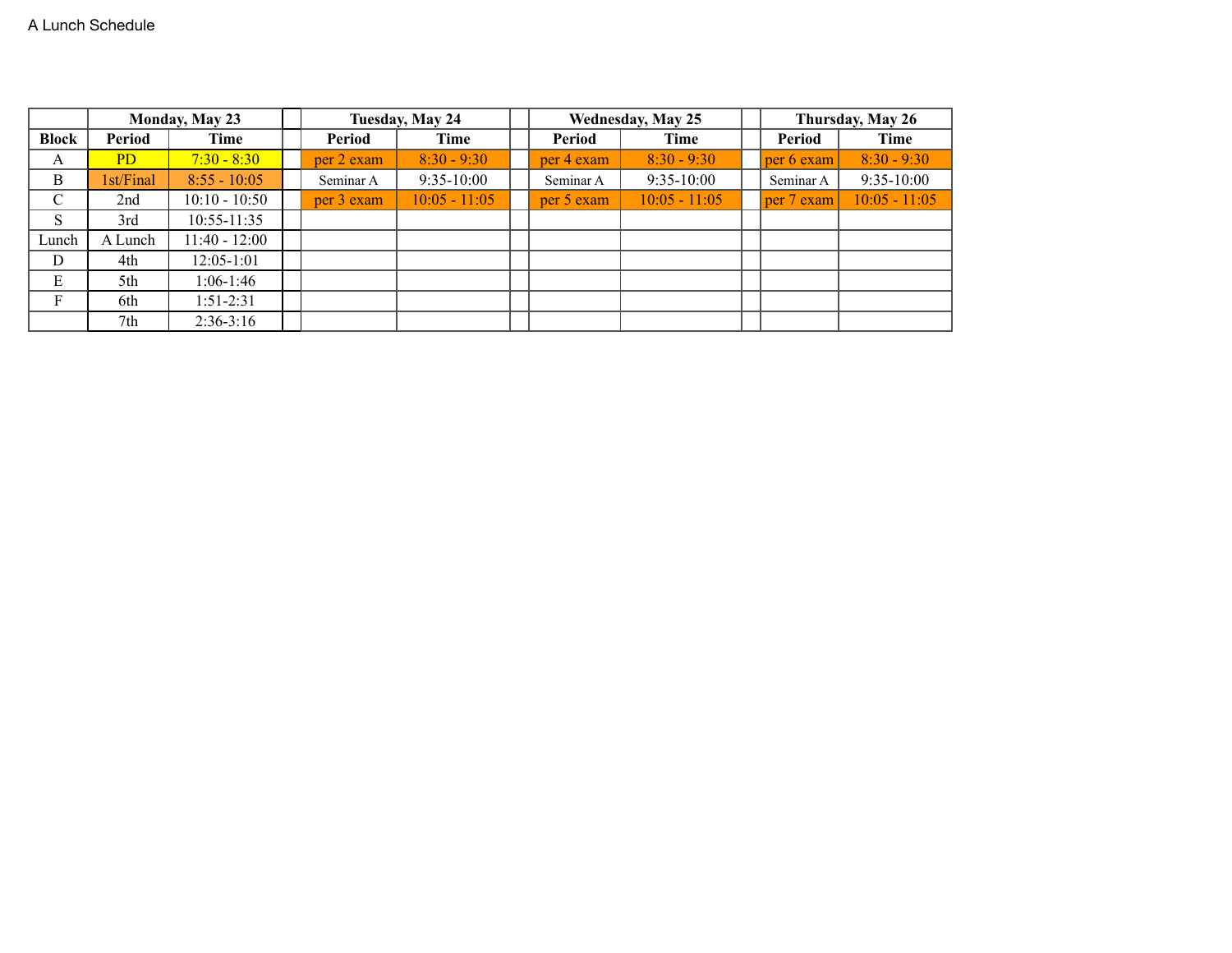A Lunch Schedule

| | Monday, May 23 | | | Tuesday, May 24 | | | Wednesday, May 25 | | | Thursday, May 26 | |
|---|---|---|---|---|---|---|---|---|---|---|---|
| Block | Period | Time | | Period | Time | | Period | Time | | Period | Time |
| A | PD | 7:30 - 8:30 | | per 2 exam | 8:30 - 9:30 | | per 4 exam | 8:30 - 9:30 | | per 6 exam | 8:30 - 9:30 |
| B | 1st/Final | 8:55 - 10:05 | | Seminar A | 9:35-10:00 | | Seminar A | 9:35-10:00 | | Seminar A | 9:35-10:00 |
| C | 2nd | 10:10 - 10:50 | | per 3 exam | 10:05 - 11:05 | | per 5 exam | 10:05 - 11:05 | | per 7 exam | 10:05 - 11:05 |
| S | 3rd | 10:55-11:35 | | | | | | | | | |
| Lunch | A Lunch | 11:40 - 12:00 | | | | | | | | | |
| D | 4th | 12:05-1:01 | | | | | | | | | |
| E | 5th | 1:06-1:46 | | | | | | | | | |
| F | 6th | 1:51-2:31 | | | | | | | | | |
| | 7th | 2:36-3:16 | | | | | | | | | |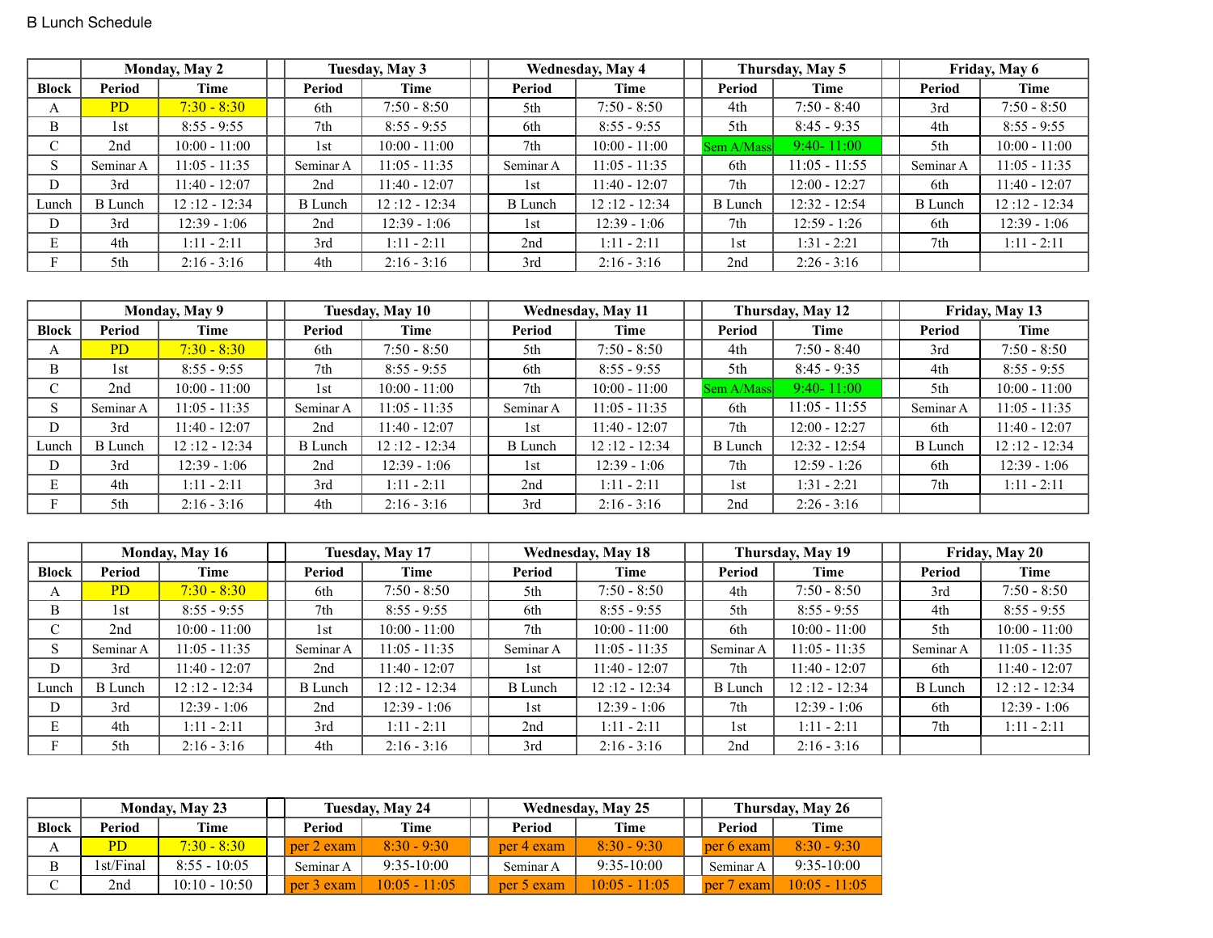B Lunch Schedule

| | Monday, May 2 | | | Tuesday, May 3 | | | Wednesday, May 4 | | | Thursday, May 5 | | | Friday, May 6 | |
|---|---|---|---|---|---|---|---|---|---|---|---|---|---|---|---|
| **Block** | **Period** | **Time** | | **Period** | **Time** | | **Period** | **Time** | | **Period** | **Time** | | **Period** | **Time** |
| A | PD | 7:30 - 8:30 | | 6th | 7:50 - 8:50 | | 5th | 7:50 - 8:50 | | 4th | 7:50 - 8:40 | | 3rd | 7:50 - 8:50 |
| B | 1st | 8:55 - 9:55 | | 7th | 8:55 - 9:55 | | 6th | 8:55 - 9:55 | | 5th | 8:45 - 9:35 | | 4th | 8:55 - 9:55 |
| C | 2nd | 10:00 - 11:00 | | 1st | 10:00 - 11:00 | | 7th | 10:00 - 11:00 | | Sem A/Mass | 9:40- 11:00 | | 5th | 10:00 - 11:00 |
| S | Seminar A | 11:05 - 11:35 | | Seminar A | 11:05 - 11:35 | | Seminar A | 11:05 - 11:35 | | 6th | 11:05 - 11:55 | | Seminar A | 11:05 - 11:35 |
| D | 3rd | 11:40 - 12:07 | | 2nd | 11:40 - 12:07 | | 1st | 11:40 - 12:07 | | 7th | 12:00 - 12:27 | | 6th | 11:40 - 12:07 |
| Lunch | B Lunch | 12 :12 - 12:34 | | B Lunch | 12 :12 - 12:34 | | B Lunch | 12 :12 - 12:34 | | B Lunch | 12:32 - 12:54 | | B Lunch | 12 :12 - 12:34 |
| D | 3rd | 12:39 - 1:06 | | 2nd | 12:39 - 1:06 | | 1st | 12:39 - 1:06 | | 7th | 12:59 - 1:26 | | 6th | 12:39 - 1:06 |
| E | 4th | 1:11 - 2:11 | | 3rd | 1:11 - 2:11 | | 2nd | 1:11 - 2:11 | | 1st | 1:31 - 2:21 | | 7th | 1:11 - 2:11 |
| F | 5th | 2:16 - 3:16 | | 4th | 2:16 - 3:16 | | 3rd | 2:16 - 3:16 | | 2nd | 2:26 - 3:16 | | | |

| | Monday, May 9 | | | Tuesday, May 10 | | | Wednesday, May 11 | | | Thursday, May 12 | | | Friday, May 13 | |
|---|---|---|---|---|---|---|---|---|---|---|---|---|---|---|---|
| **Block** | **Period** | **Time** | | **Period** | **Time** | | **Period** | **Time** | | **Period** | **Time** | | **Period** | **Time** |
| A | PD | 7:30 - 8:30 | | 6th | 7:50 - 8:50 | | 5th | 7:50 - 8:50 | | 4th | 7:50 - 8:40 | | 3rd | 7:50 - 8:50 |
| B | 1st | 8:55 - 9:55 | | 7th | 8:55 - 9:55 | | 6th | 8:55 - 9:55 | | 5th | 8:45 - 9:35 | | 4th | 8:55 - 9:55 |
| C | 2nd | 10:00 - 11:00 | | 1st | 10:00 - 11:00 | | 7th | 10:00 - 11:00 | | Sem A/Mass | 9:40- 11:00 | | 5th | 10:00 - 11:00 |
| S | Seminar A | 11:05 - 11:35 | | Seminar A | 11:05 - 11:35 | | Seminar A | 11:05 - 11:35 | | 6th | 11:05 - 11:55 | | Seminar A | 11:05 - 11:35 |
| D | 3rd | 11:40 - 12:07 | | 2nd | 11:40 - 12:07 | | 1st | 11:40 - 12:07 | | 7th | 12:00 - 12:27 | | 6th | 11:40 - 12:07 |
| Lunch | B Lunch | 12 :12 - 12:34 | | B Lunch | 12 :12 - 12:34 | | B Lunch | 12 :12 - 12:34 | | B Lunch | 12:32 - 12:54 | | B Lunch | 12 :12 - 12:34 |
| D | 3rd | 12:39 - 1:06 | | 2nd | 12:39 - 1:06 | | 1st | 12:39 - 1:06 | | 7th | 12:59 - 1:26 | | 6th | 12:39 - 1:06 |
| E | 4th | 1:11 - 2:11 | | 3rd | 1:11 - 2:11 | | 2nd | 1:11 - 2:11 | | 1st | 1:31 - 2:21 | | 7th | 1:11 - 2:11 |
| F | 5th | 2:16 - 3:16 | | 4th | 2:16 - 3:16 | | 3rd | 2:16 - 3:16 | | 2nd | 2:26 - 3:16 | | | |

| | Monday, May 16 | | | Tuesday, May 17 | | | Wednesday, May 18 | | | Thursday, May 19 | | | Friday, May 20 | |
|---|---|---|---|---|---|---|---|---|---|---|---|---|---|---|---|
| **Block** | **Period** | **Time** | | **Period** | **Time** | | **Period** | **Time** | | **Period** | **Time** | | **Period** | **Time** |
| A | PD | 7:30 - 8:30 | | 6th | 7:50 - 8:50 | | 5th | 7:50 - 8:50 | | 4th | 7:50 - 8:50 | | 3rd | 7:50 - 8:50 |
| B | 1st | 8:55 - 9:55 | | 7th | 8:55 - 9:55 | | 6th | 8:55 - 9:55 | | 5th | 8:55 - 9:55 | | 4th | 8:55 - 9:55 |
| C | 2nd | 10:00 - 11:00 | | 1st | 10:00 - 11:00 | | 7th | 10:00 - 11:00 | | 6th | 10:00 - 11:00 | | 5th | 10:00 - 11:00 |
| S | Seminar A | 11:05 - 11:35 | | Seminar A | 11:05 - 11:35 | | Seminar A | 11:05 - 11:35 | | Seminar A | 11:05 - 11:35 | | Seminar A | 11:05 - 11:35 |
| D | 3rd | 11:40 - 12:07 | | 2nd | 11:40 - 12:07 | | 1st | 11:40 - 12:07 | | 7th | 11:40 - 12:07 | | 6th | 11:40 - 12:07 |
| Lunch | B Lunch | 12 :12 - 12:34 | | B Lunch | 12 :12 - 12:34 | | B Lunch | 12 :12 - 12:34 | | B Lunch | 12 :12 - 12:34 | | B Lunch | 12 :12 - 12:34 |
| D | 3rd | 12:39 - 1:06 | | 2nd | 12:39 - 1:06 | | 1st | 12:39 - 1:06 | | 7th | 12:39 - 1:06 | | 6th | 12:39 - 1:06 |
| E | 4th | 1:11 - 2:11 | | 3rd | 1:11 - 2:11 | | 2nd | 1:11 - 2:11 | | 1st | 1:11 - 2:11 | | 7th | 1:11 - 2:11 |
| F | 5th | 2:16 - 3:16 | | 4th | 2:16 - 3:16 | | 3rd | 2:16 - 3:16 | | 2nd | 2:16 - 3:16 | | | |

| | Monday, May 23 | | | Tuesday, May 24 | | | Wednesday, May 25 | | | Thursday, May 26 | |
|---|---|---|---|---|---|---|---|---|---|---|---|
| **Block** | **Period** | **Time** | | **Period** | **Time** | | **Period** | **Time** | | **Period** | **Time** |
| A | PD | 7:30 - 8:30 | | per 2 exam | 8:30 - 9:30 | | per 4 exam | 8:30 - 9:30 | | per 6 exam | 8:30 - 9:30 |
| B | 1st/Final | 8:55 - 10:05 | | Seminar A | 9:35-10:00 | | Seminar A | 9:35-10:00 | | Seminar A | 9:35-10:00 |
| C | 2nd | 10:10 - 10:50 | | per 3 exam | 10:05 - 11:05 | | per 5 exam | 10:05 - 11:05 | | per 7 exam | 10:05 - 11:05 |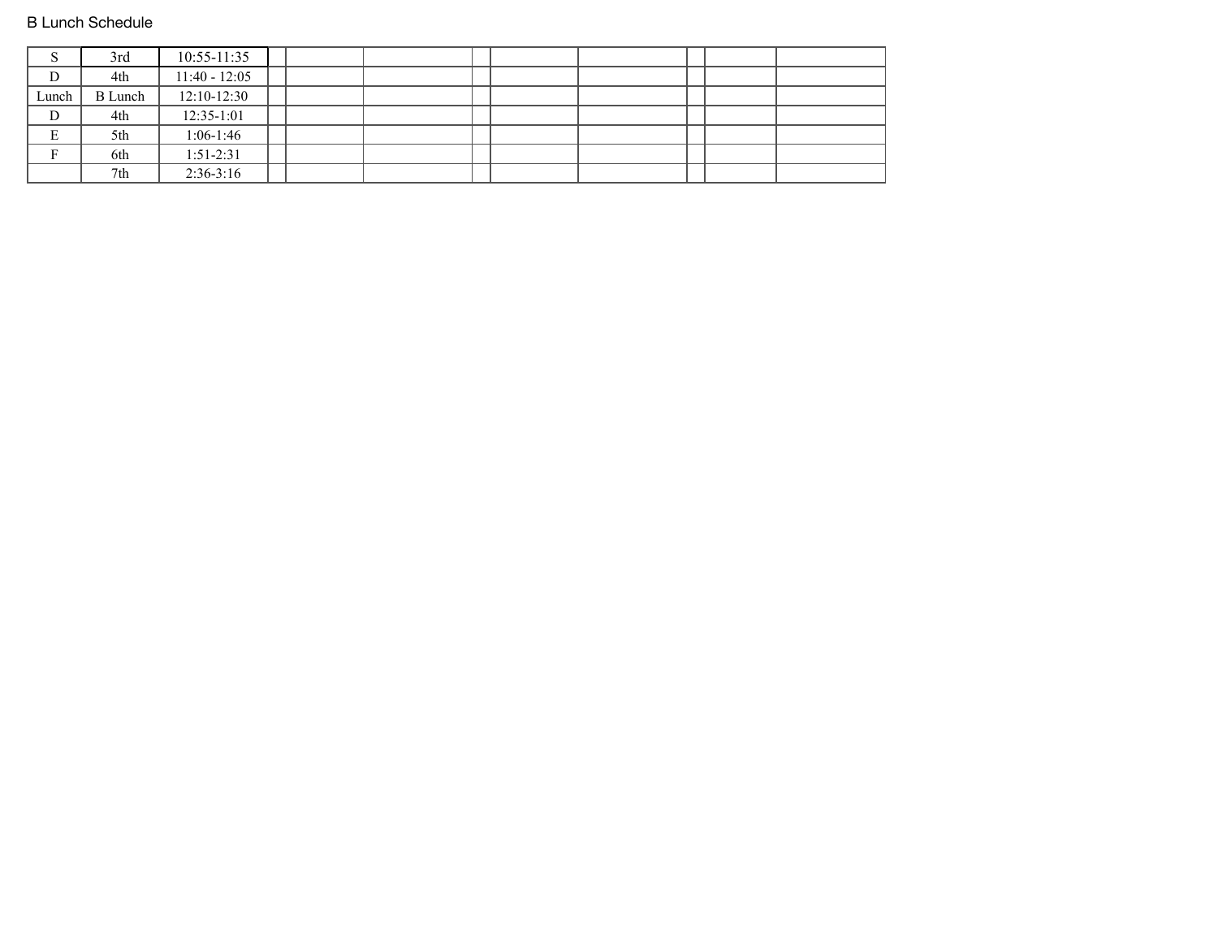B Lunch Schedule

| | | | | | | | | | | | |
|---|---|---|---|---|---|---|---|---|---|---|---|
| S | 3rd | 10:55-11:35 | | | | | | | | | |
| D | 4th | 11:40 - 12:05 | | | | | | | | | |
| Lunch | B Lunch | 12:10-12:30 | | | | | | | | | |
| D | 4th | 12:35-1:01 | | | | | | | | | |
| E | 5th | 1:06-1:46 | | | | | | | | | |
| F | 6th | 1:51-2:31 | | | | | | | | | |
| | 7th | 2:36-3:16 | | | | | | | | | |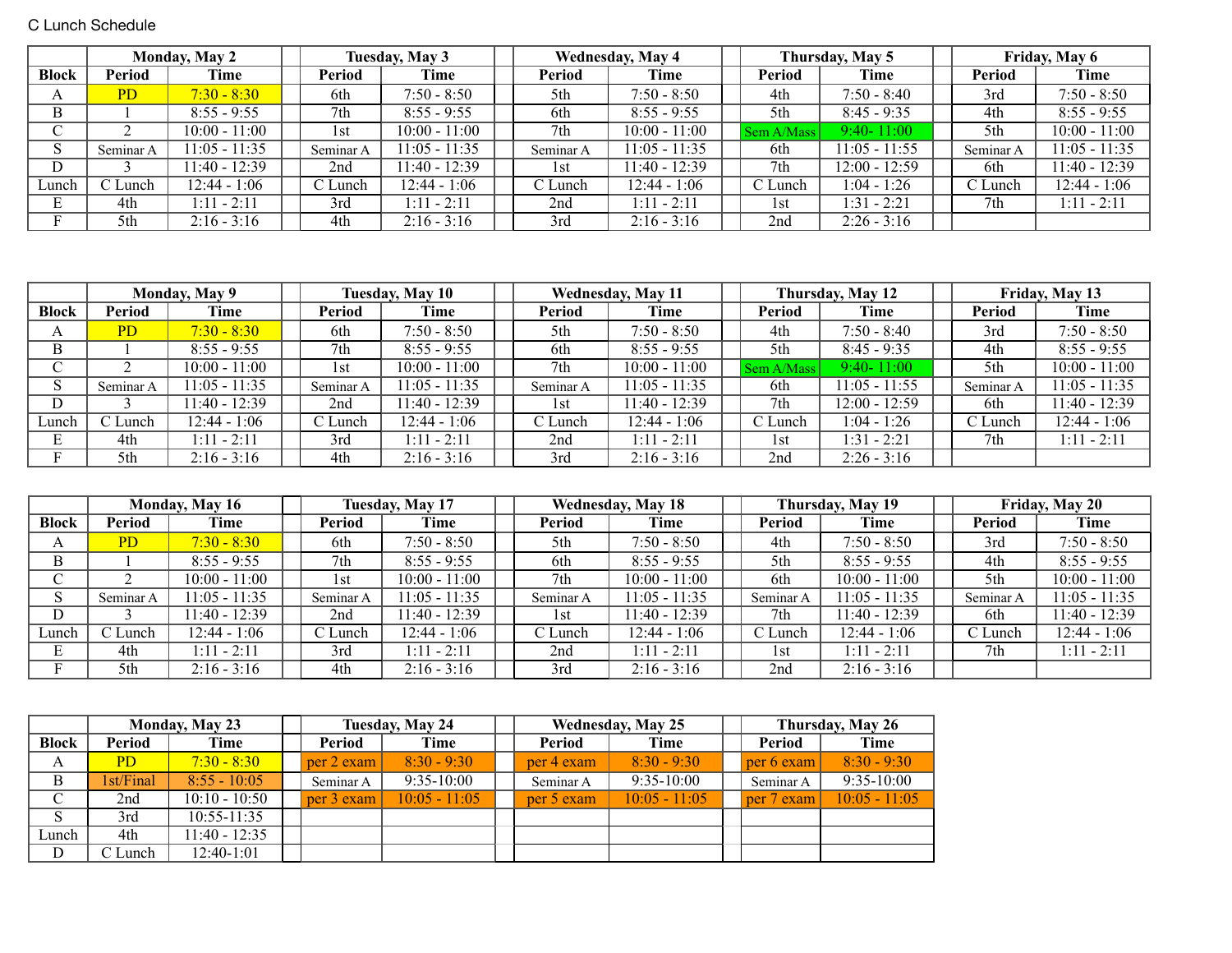C Lunch Schedule

| Block | Monday, May 2 | | Tuesday, May 3 | | Wednesday, May 4 | | Thursday, May 5 | | Friday, May 6 | |
|---|---|---|---|---|---|---|---|---|---|---|
| Block | Period | Time | Period | Time | Period | Time | Period | Time | Period | Time |
| A | PD | 7:30 - 8:30 | 6th | 7:50 - 8:50 | 5th | 7:50 - 8:50 | 4th | 7:50 - 8:40 | 3rd | 7:50 - 8:50 |
| B | 1 | 8:55 - 9:55 | 7th | 8:55 - 9:55 | 6th | 8:55 - 9:55 | 5th | 8:45 - 9:35 | 4th | 8:55 - 9:55 |
| C | 2 | 10:00 - 11:00 | 1st | 10:00 - 11:00 | 7th | 10:00 - 11:00 | Sem A/Mass | 9:40- 11:00 | 5th | 10:00 - 11:00 |
| S | Seminar A | 11:05 - 11:35 | Seminar A | 11:05 - 11:35 | Seminar A | 11:05 - 11:35 | 6th | 11:05 - 11:55 | Seminar A | 11:05 - 11:35 |
| D | 3 | 11:40 - 12:39 | 2nd | 11:40 - 12:39 | 1st | 11:40 - 12:39 | 7th | 12:00 - 12:59 | 6th | 11:40 - 12:39 |
| Lunch | C Lunch | 12:44 - 1:06 | C Lunch | 12:44 - 1:06 | C Lunch | 12:44 - 1:06 | C Lunch | 1:04 - 1:26 | C Lunch | 12:44 - 1:06 |
| E | 4th | 1:11 - 2:11 | 3rd | 1:11 - 2:11 | 2nd | 1:11 - 2:11 | 1st | 1:31 - 2:21 | 7th | 1:11 - 2:11 |
| F | 5th | 2:16 - 3:16 | 4th | 2:16 - 3:16 | 3rd | 2:16 - 3:16 | 2nd | 2:26 - 3:16 | | |

| Block | Monday, May 9 | | Tuesday, May 10 | | Wednesday, May 11 | | Thursday, May 12 | | Friday, May 13 | |
|---|---|---|---|---|---|---|---|---|---|---|
| Block | Period | Time | Period | Time | Period | Time | Period | Time | Period | Time |
| A | PD | 7:30 - 8:30 | 6th | 7:50 - 8:50 | 5th | 7:50 - 8:50 | 4th | 7:50 - 8:40 | 3rd | 7:50 - 8:50 |
| B | 1 | 8:55 - 9:55 | 7th | 8:55 - 9:55 | 6th | 8:55 - 9:55 | 5th | 8:45 - 9:35 | 4th | 8:55 - 9:55 |
| C | 2 | 10:00 - 11:00 | 1st | 10:00 - 11:00 | 7th | 10:00 - 11:00 | Sem A/Mass | 9:40- 11:00 | 5th | 10:00 - 11:00 |
| S | Seminar A | 11:05 - 11:35 | Seminar A | 11:05 - 11:35 | Seminar A | 11:05 - 11:35 | 6th | 11:05 - 11:55 | Seminar A | 11:05 - 11:35 |
| D | 3 | 11:40 - 12:39 | 2nd | 11:40 - 12:39 | 1st | 11:40 - 12:39 | 7th | 12:00 - 12:59 | 6th | 11:40 - 12:39 |
| Lunch | C Lunch | 12:44 - 1:06 | C Lunch | 12:44 - 1:06 | C Lunch | 12:44 - 1:06 | C Lunch | 1:04 - 1:26 | C Lunch | 12:44 - 1:06 |
| E | 4th | 1:11 - 2:11 | 3rd | 1:11 - 2:11 | 2nd | 1:11 - 2:11 | 1st | 1:31 - 2:21 | 7th | 1:11 - 2:11 |
| F | 5th | 2:16 - 3:16 | 4th | 2:16 - 3:16 | 3rd | 2:16 - 3:16 | 2nd | 2:26 - 3:16 | | |

| Block | Monday, May 16 | | Tuesday, May 17 | | Wednesday, May 18 | | Thursday, May 19 | | Friday, May 20 | |
|---|---|---|---|---|---|---|---|---|---|---|
| Block | Period | Time | Period | Time | Period | Time | Period | Time | Period | Time |
| A | PD | 7:30 - 8:30 | 6th | 7:50 - 8:50 | 5th | 7:50 - 8:50 | 4th | 7:50 - 8:50 | 3rd | 7:50 - 8:50 |
| B | 1 | 8:55 - 9:55 | 7th | 8:55 - 9:55 | 6th | 8:55 - 9:55 | 5th | 8:55 - 9:55 | 4th | 8:55 - 9:55 |
| C | 2 | 10:00 - 11:00 | 1st | 10:00 - 11:00 | 7th | 10:00 - 11:00 | 6th | 10:00 - 11:00 | 5th | 10:00 - 11:00 |
| S | Seminar A | 11:05 - 11:35 | Seminar A | 11:05 - 11:35 | Seminar A | 11:05 - 11:35 | Seminar A | 11:05 - 11:35 | Seminar A | 11:05 - 11:35 |
| D | 3 | 11:40 - 12:39 | 2nd | 11:40 - 12:39 | 1st | 11:40 - 12:39 | 7th | 11:40 - 12:39 | 6th | 11:40 - 12:39 |
| Lunch | C Lunch | 12:44 - 1:06 | C Lunch | 12:44 - 1:06 | C Lunch | 12:44 - 1:06 | C Lunch | 12:44 - 1:06 | C Lunch | 12:44 - 1:06 |
| E | 4th | 1:11 - 2:11 | 3rd | 1:11 - 2:11 | 2nd | 1:11 - 2:11 | 1st | 1:11 - 2:11 | 7th | 1:11 - 2:11 |
| F | 5th | 2:16 - 3:16 | 4th | 2:16 - 3:16 | 3rd | 2:16 - 3:16 | 2nd | 2:16 - 3:16 | | |

| Block | Monday, May 23 | | Tuesday, May 24 | | Wednesday, May 25 | | Thursday, May 26 | |
|---|---|---|---|---|---|---|---|---|
| Block | Period | Time | Period | Time | Period | Time | Period | Time |
| A | PD | 7:30 - 8:30 | per 2 exam | 8:30 - 9:30 | per 4 exam | 8:30 - 9:30 | per 6 exam | 8:30 - 9:30 |
| B | 1st/Final | 8:55 - 10:05 | Seminar A | 9:35-10:00 | Seminar A | 9:35-10:00 | Seminar A | 9:35-10:00 |
| C | 2nd | 10:10 - 10:50 | per 3 exam | 10:05 - 11:05 | per 5 exam | 10:05 - 11:05 | per 7 exam | 10:05 - 11:05 |
| S | 3rd | 10:55-11:35 | | | | | | |
| Lunch | 4th | 11:40 - 12:35 | | | | | | |
| D | C Lunch | 12:40-1:01 | | | | | | |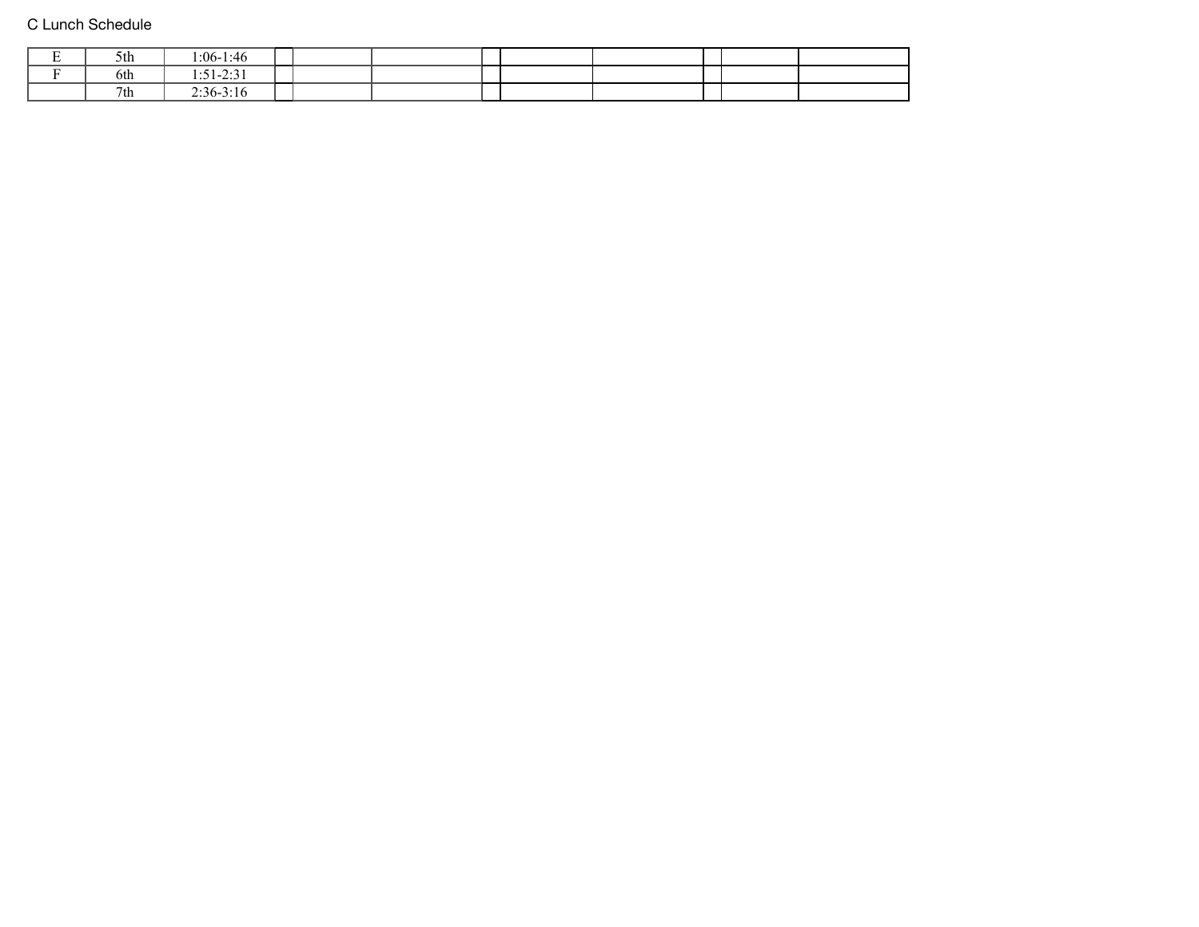C Lunch Schedule

| | | | | | | | | | | | |
|---|---|---|---|---|---|---|---|---|---|---|---|
| E | 5th | 1:06-1:46 | | | | | | | | | |
| F | 6th | 1:51-2:31 | | | | | | | | | |
| | 7th | 2:36-3:16 | | | | | | | | | |